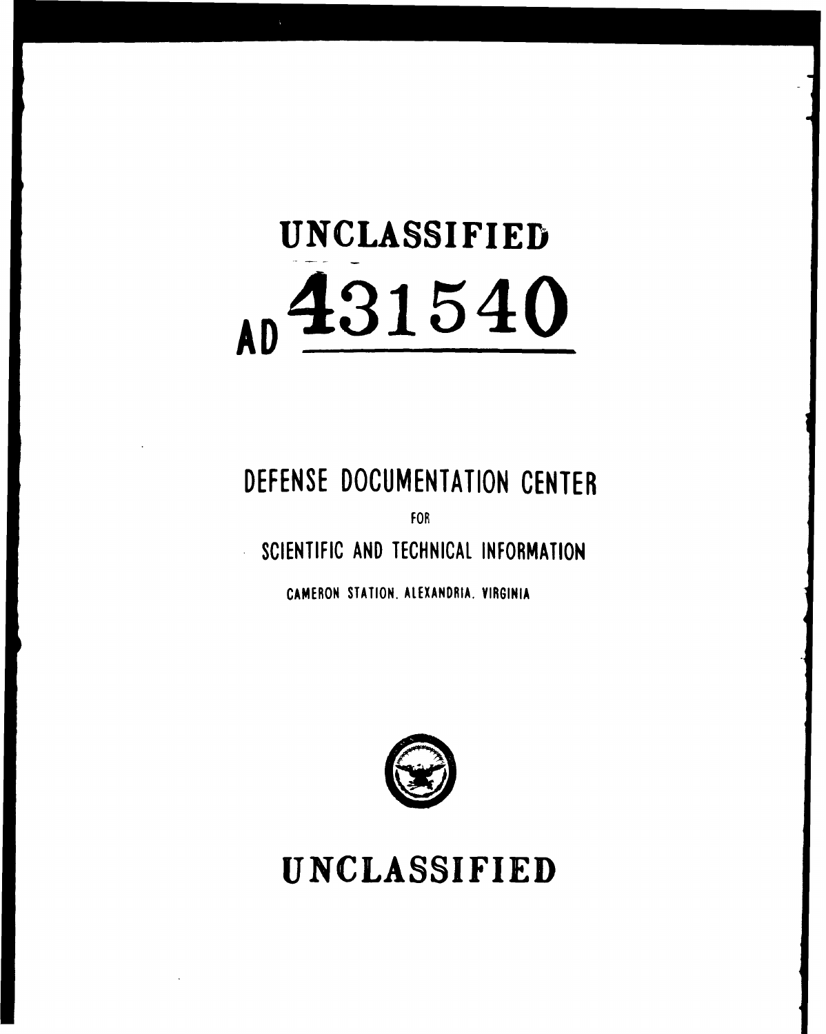# UNCLASSIFIED

# AD 431540

## DEFENSE DOCUMENTATION CENTER

FOR

## SCIENTIFIC AND TECHNICAL INFORMATION

CAMERON STATION, ALEXANDRIA, VIRGINIA

# UNCLASSIFIED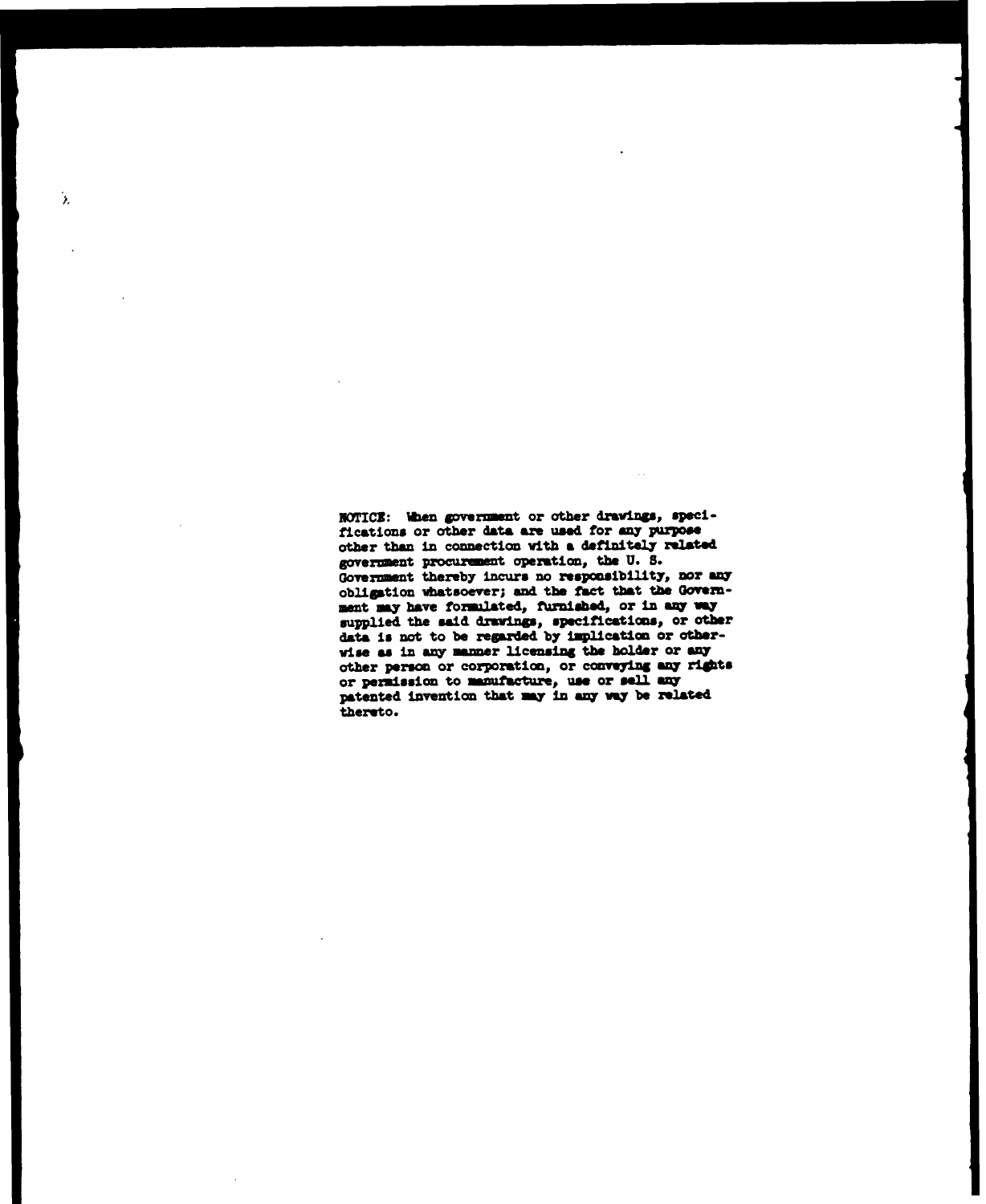NOTICE: When government or other drawings, specifications or other data are used for any purpose other than in connection with a definitely related government procurement operation, the U. S. Government thereby incurs no responsibility, nor any obligation whatsoever; and the fact that the Government may have formulated, furnished, or in any way supplied the said drawings, specifications, or other data is not to be regarded by implication or otherwise as in any manner licensing the holder or any other person or corporation, or conveying any rights or permission to manufacture, use or sell any patented invention that may in any way be related thereto.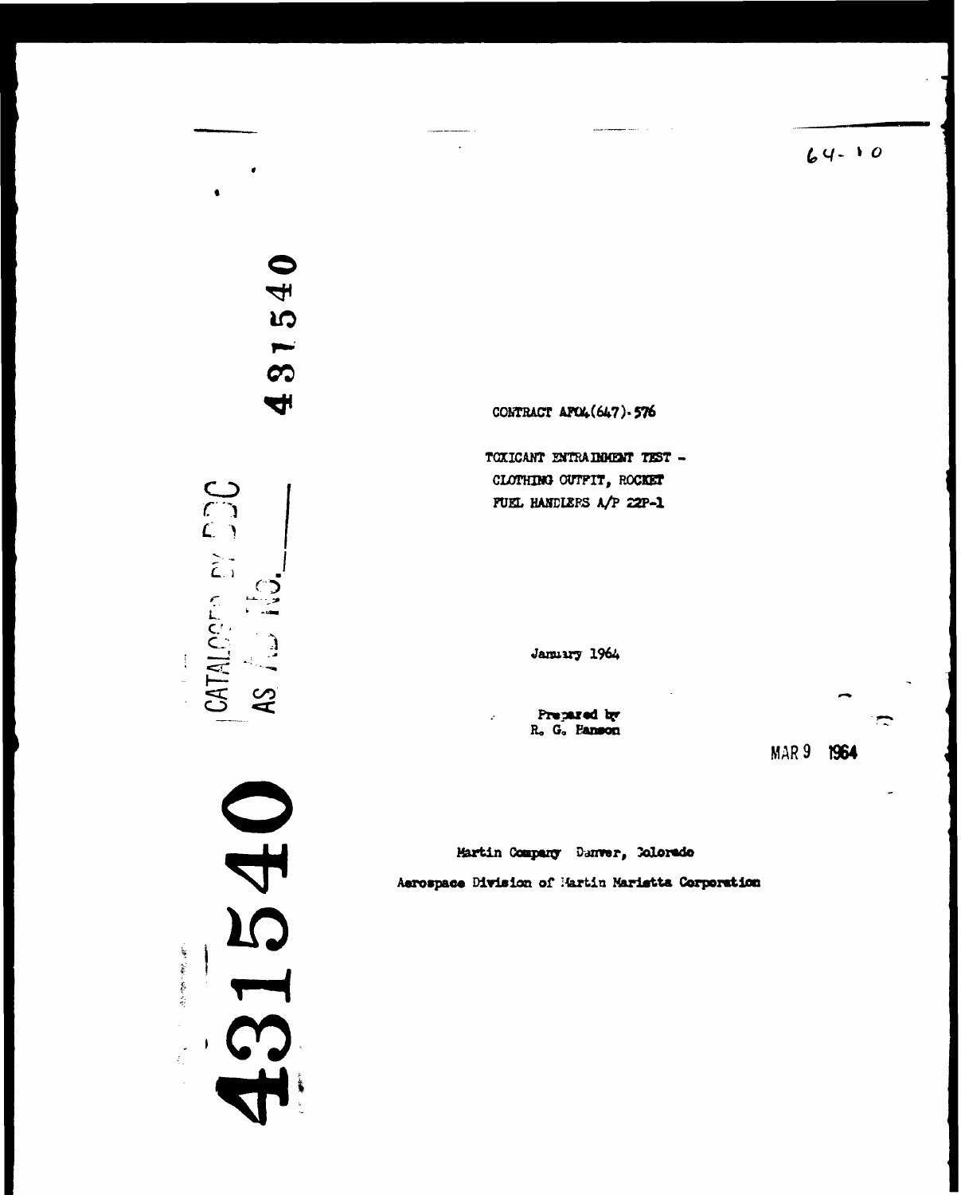64-10

431540

CATALOGED BY DDC AS AD No.

431540

CONTRACT AF04(647)-576

TOXICANT ENTRAINMENT TEST - CLOTHING OUTFIT, ROCKET FUEL HANDLERS A/P 22P-1

January 1964

Prepared by
R. G. Panson

MAR 9 1964

Martin Company Denver, Colorado

Aerospace Division of Martin Marietta Corporation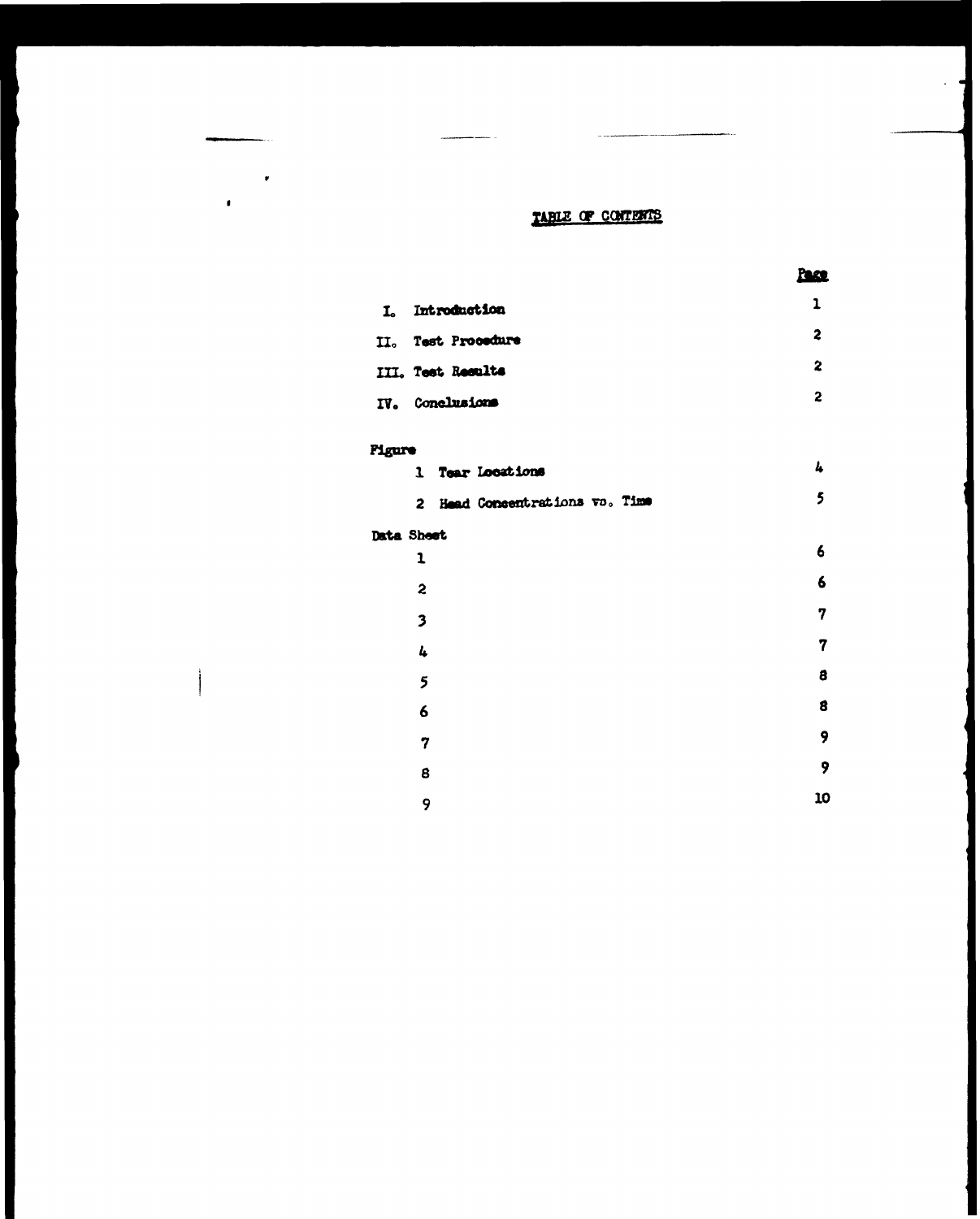# TABLE OF CONTENTS

| | Page |
|---|---|
| I. Introduction | 1 |
| II. Test Procedure | 2 |
| III. Test Results | 2 |
| IV. Conclusions | 2 |
| **Figure** | |
| 1 Tear Locations | 4 |
| 2 Head Concentrations vs. Time | 5 |
| **Data Sheet** | |
| 1 | 6 |
| 2 | 6 |
| 3 | 7 |
| 4 | 7 |
| 5 | 8 |
| 6 | 8 |
| 7 | 9 |
| 8 | 9 |
| 9 | 10 |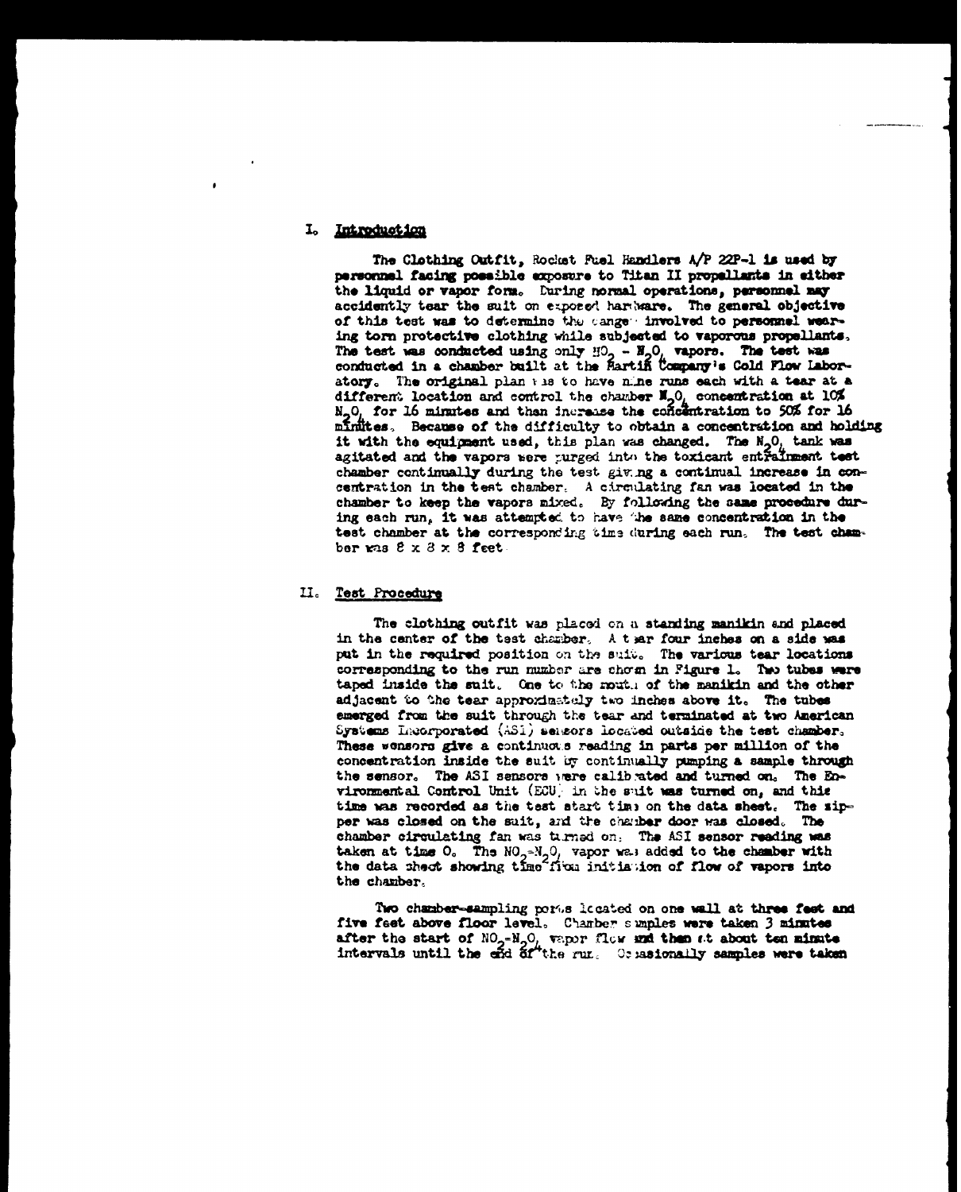## I. Introduction

The Clothing Outfit, Rocket Fuel Handlers A/P 22P-1 is used by personnel facing possible exposure to Titan II propellants in either the liquid or vapor form. During normal operations, personnel may accidently tear the suit on exposed hardware. The general objective of this test was to determine the danger involved to personnel wearing torn protective clothing while subjected to vaporous propellants. The test was conducted using only $NO_2 - N_2O_4$ vapors. The test was conducted in a chamber built at the Martin Company's Cold Flow Laboratory. The original plan was to have nine runs each with a tear at a different location and control the chamber $N_2O_4$ concentration at 10% $N_2O_4$ for 16 minutes and than increase the concentration to 50% for 16 minutes. Because of the difficulty to obtain a concentration and holding it with the equipment used, this plan was changed. The $N_2O_4$ tank was agitated and the vapors were purged into the toxicant entrainment test chamber continually during the test giving a continual increase in concentration in the test chamber. A circulating fan was located in the chamber to keep the vapors mixed. By following the same procedure during each run, it was attempted to have the same concentration in the test chamber at the corresponding time during each run. The test chamber was 8 x 8 x 8 feet.

## II. Test Procedure

The clothing outfit was placed on a standing manikin and placed in the center of the test chamber. A tear four inches on a side was put in the required position on the suit. The various tear locations corresponding to the run number are shown in Figure 1. Two tubes were taped inside the suit. One to the mouth of the manikin and the other adjacent to the tear approximately two inches above it. The tubes emerged from the suit through the tear and terminated at two American Systems Incorporated (ASI) sensors located outside the test chamber. These sensors give a continuous reading in parts per million of the concentration inside the suit by continually pumping a sample through the sensor. The ASI sensors were calibrated and turned on. The Environmental Control Unit (ECU) in the suit was turned on, and this time was recorded as the test start time on the data sheet. The zipper was closed on the suit, and the chamber door was closed. The chamber circulating fan was turned on. The ASI sensor reading was taken at time 0. The $NO_2$-$N_2O_4$ vapor was added to the chamber with the data sheet showing time from initiation of flow of vapors into the chamber.

Two chamber-sampling ports located on one wall at three feet and five feet above floor level. Chamber samples were taken 3 minutes after the start of $NO_2$-$N_2O_4$ vapor flow and then at about ten minute intervals until the end of the run. Occasionally samples were taken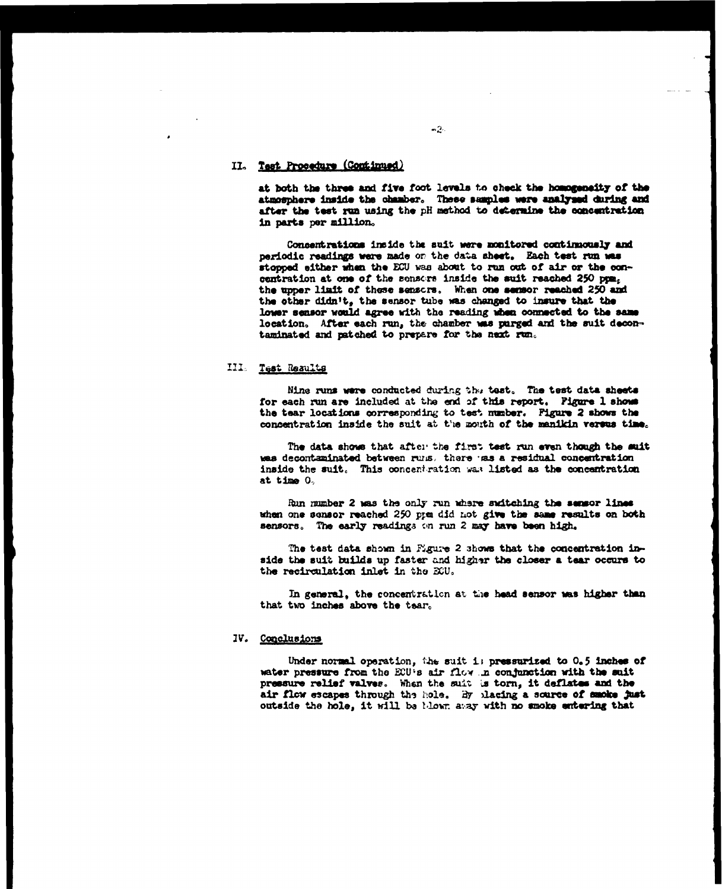## II. Test Procedure (Continued)

at both the three and five foot levels to check the homogeneity of the atmosphere inside the chamber. These samples were analyzed during and after the test run using the pH method to determine the concentration in parts per million.

Concentrations inside the suit were monitored continuously and periodic readings were made on the data sheet. Each test run was stopped either when the ECU was about to run out of air or the concentration at one of the sensors inside the suit reached 250 ppm, the upper limit of these sensors. When one sensor reached 250 and the other didn't, the sensor tube was changed to insure that the lower sensor would agree with the reading when connected to the same location. After each run, the chamber was purged and the suit decontaminated and patched to prepare for the next run.

## III. Test Results

Nine runs were conducted during the test. The test data sheets for each run are included at the end of this report. Figure 1 shows the tear locations corresponding to test number. Figure 2 shows the concentration inside the suit at the mouth of the manikin versus time.

The data shows that after the first test run even though the suit was decontaminated between runs, there was a residual concentration inside the suit. This concentration was listed as the concentration at time 0.

Run number 2 was the only run where switching the sensor lines when one sensor reached 250 ppm did not give the same results on both sensors. The early readings on run 2 may have been high.

The test data shown in Figure 2 shows that the concentration inside the suit builds up faster and higher the closer a tear occurs to the recirculation inlet in the ECU.

In general, the concentration at the head sensor was higher than that two inches above the tear.

## IV. Conclusions

Under normal operation, the suit is pressurized to 0.5 inches of water pressure from the ECU's air flow in conjunction with the suit pressure relief valves. When the suit is torn, it deflates and the air flow escapes through the hole. By placing a source of smoke just outside the hole, it will be blown away with no smoke entering that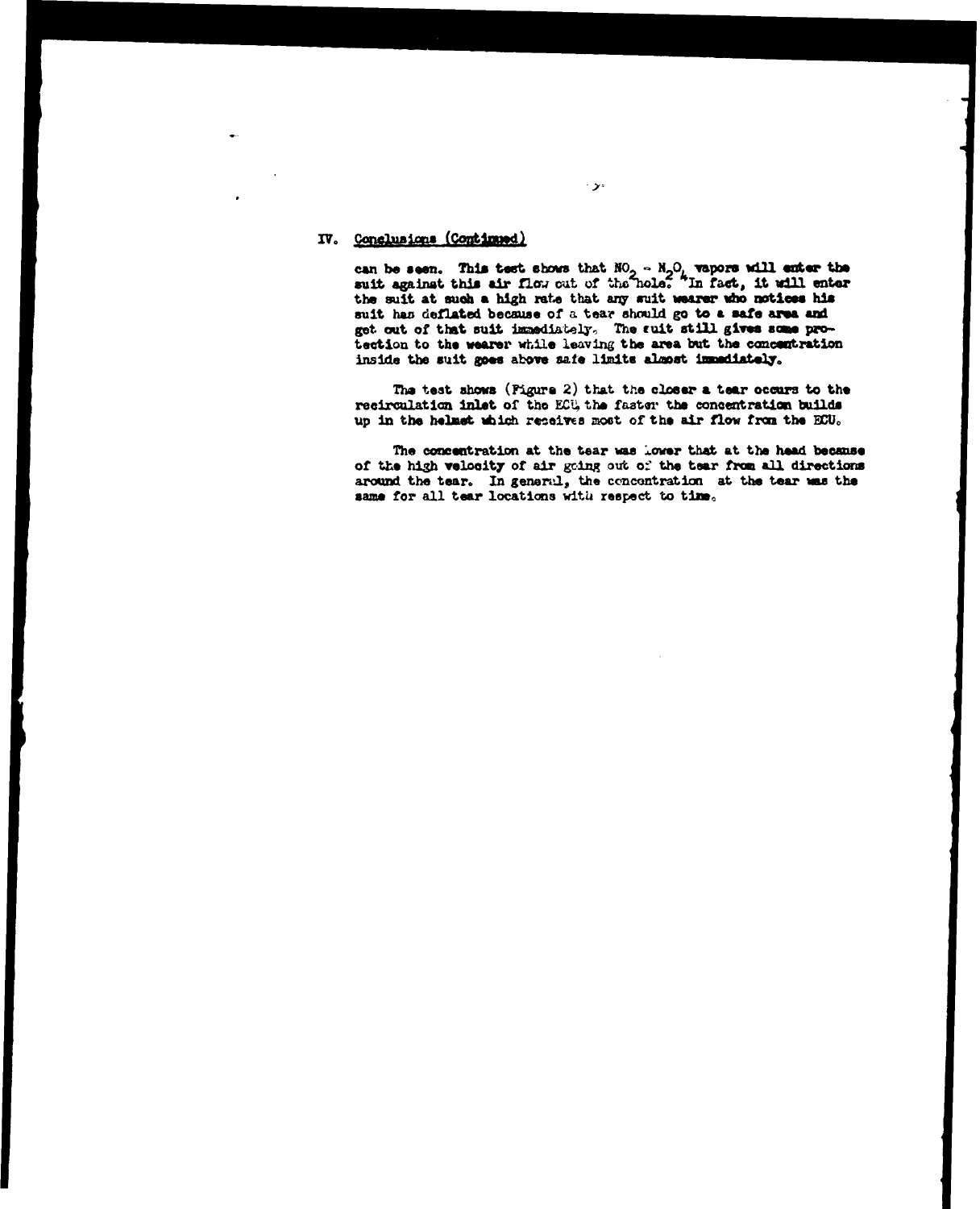## IV. Conclusions (Continued)

can be seen. This test shows that $NO_2 - N_2O_4$ vapors will enter the suit against this air flow out of the hole. In fact, it will enter the suit at such a high rate that any suit wearer who notices his suit has deflated because of a tear should go to a safe area and get out of that suit immediately. The suit still gives some protection to the wearer while leaving the area but the concentration inside the suit goes above safe limits almost immediately.

The test shows (Figure 2) that the closer a tear occurs to the recirculation inlet of the ECU, the faster the concentration builds up in the helmet which receives most of the air flow from the ECU.

The concentration at the tear was lower that at the head because of the high velocity of air going out of the tear from all directions around the tear. In general, the concentration at the tear was the same for all tear locations with respect to time.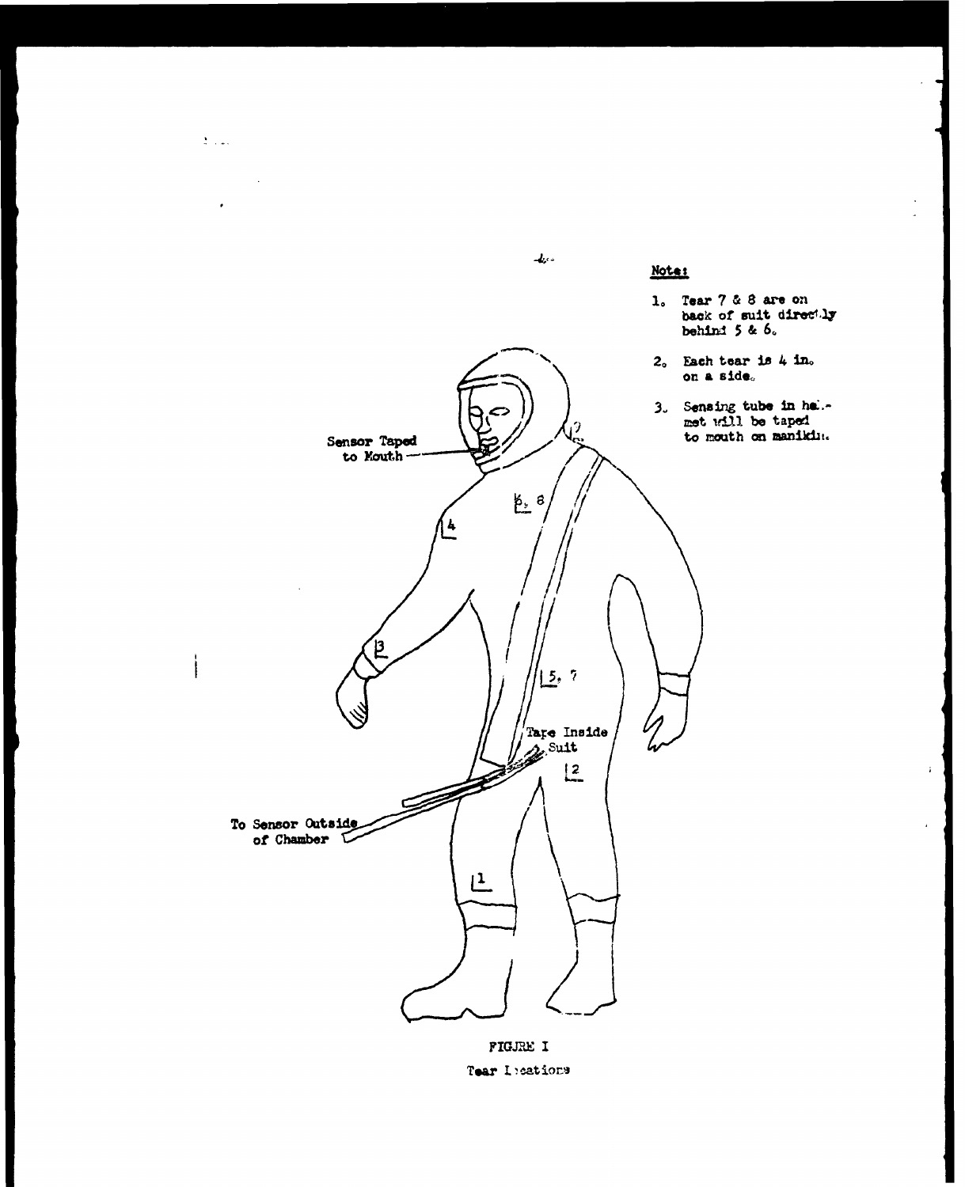Note:

1. Tear 7 & 8 are on back of suit directly behind 5 & 6.
2. Each tear is 4 in. on a side.
3. Sensing tube in helmet will be taped to mouth on manikin.

Sensor Taped to Mouth

Tape Inside Suit

To Sensor Outside of Chamber

FIGURE I

Tear Locations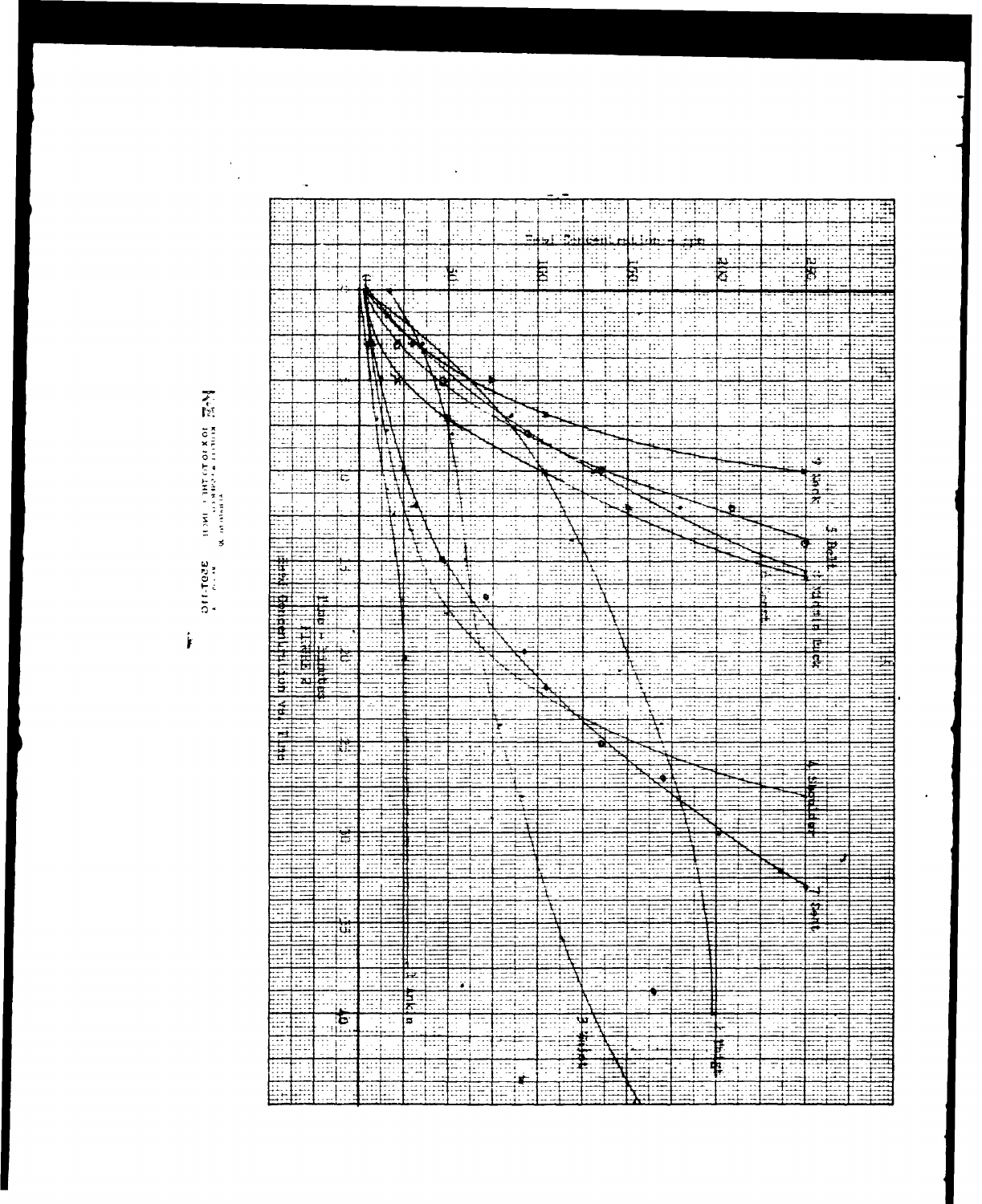FIGURE 2

Ethyl Concentration vs. Time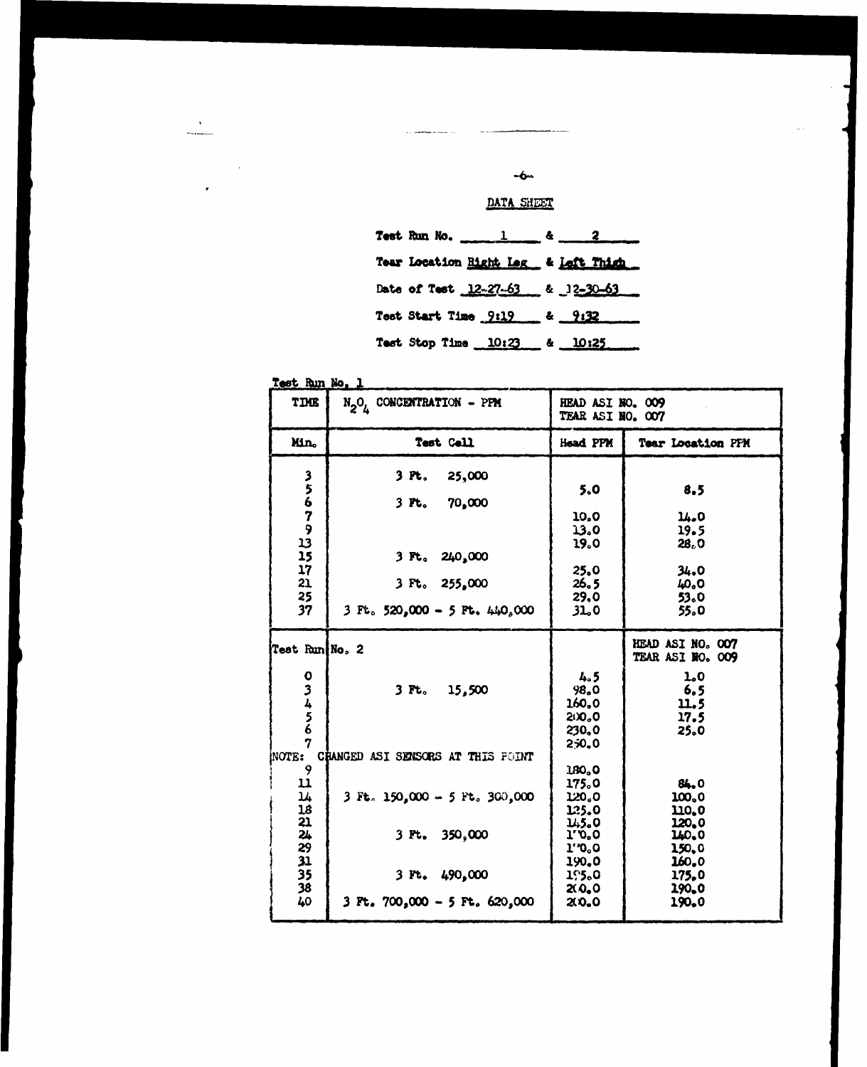## DATA SHEET

Test Run No. 1 & 2

Tear Location Right Leg & Left Thigh

Date of Test 12-27-63 & 12-30-63

Test Start Time 9:19 & 9:32

Test Stop Time 10:23 & 10:25

Test Run No. 1

| TIME | $N_2O_4$ CONCENTRATION - PPM | HEAD ASI NO. 009 TEAR ASI NO. 007 | |
|---|---|---|---|
| Min. | Test Cell | Head PPM | Tear Location PPM |
| 3 | 3 Ft. 25,000 | | |
| 5 | | 5.0 | 8.5 |
| 6 | 3 Ft. 70,000 | | |
| 7 | | 10.0 | 14.0 |
| 9 | | 13.0 | 19.5 |
| 13 | | 19.0 | 28.0 |
| 15 | 3 Ft. 240,000 | | |
| 17 | | 25.0 | 34.0 |
| 21 | 3 Ft. 255,000 | 26.5 | 40.0 |
| 25 | | 29.0 | 53.0 |
| 37 | 3 Ft. 520,000 - 5 Ft. 440,000 | 31.0 | 55.0 |
| Test Run No. 2 | | | HEAD ASI NO. 007 TEAR ASI NO. 009 |
| 0 | | 4.5 | 1.0 |
| 3 | 3 Ft. 15,500 | 98.0 | 6.5 |
| 4 | | 160.0 | 11.5 |
| 5 | | 200.0 | 17.5 |
| 6 | | 230.0 | 25.0 |
| 7 | | 250.0 | |
| NOTE: CHANGED ASI SENSORS AT THIS POINT | | | |
| 9 | | 180.0 | |
| 11 | | 175.0 | 84.0 |
| 14 | 3 Ft. 150,000 - 5 Ft. 300,000 | 120.0 | 100.0 |
| 18 | | 125.0 | 110.0 |
| 21 | | 145.0 | 120.0 |
| 24 | 3 Ft. 350,000 | 170.0 | 140.0 |
| 29 | | 170.0 | 150.0 |
| 31 | | 190.0 | 160.0 |
| 35 | 3 Ft. 490,000 | 195.0 | 175.0 |
| 38 | | 200.0 | 190.0 |
| 40 | 3 Ft. 700,000 - 5 Ft. 620,000 | 200.0 | 190.0 |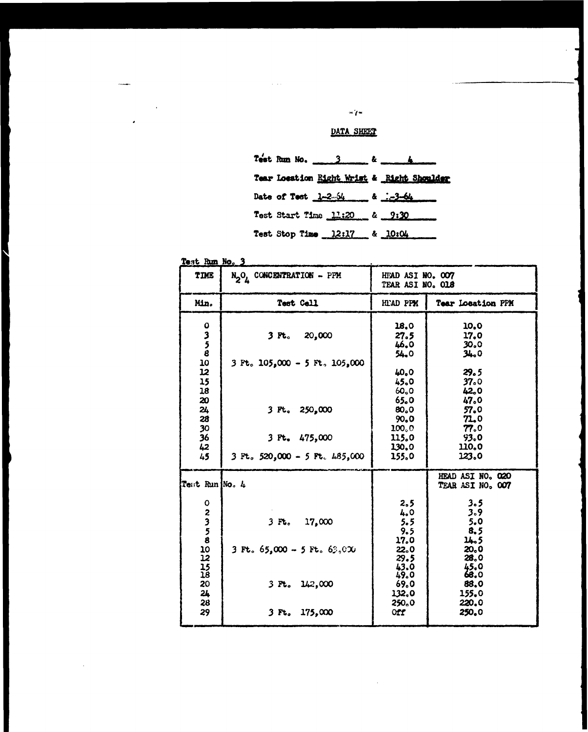## DATA SHEET

Test Run No. 3 & 4

Tear Location Right Wrist & Right Shoulder

Date of Test 1-2-64 & 1-3-64

Test Start Time 11:20 & 9:30

Test Stop Time 12:17 & 10:04

Test Run No. 3

| TIME | $N_2O_4$ CONCENTRATION - PPM | HEAD ASI NO. 007 TEAR ASI NO. 018 | |
|---|---|---|---|
| Min. | Test Cell | HEAD PPM | Tear Location PPM |
| 0 | | 18.0 | 10.0 |
| 3 | 3 Ft. 20,000 | 27.5 | 17.0 |
| 5 | | 46.0 | 30.0 |
| 8 | | 54.0 | 34.0 |
| 10 | 3 Ft. 105,000 - 5 Ft. 105,000 | | |
| 12 | | 40.0 | 29.5 |
| 15 | | 45.0 | 37.0 |
| 18 | | 60.0 | 42.0 |
| 20 | | 65.0 | 47.0 |
| 24 | 3 Ft. 250,000 | 80.0 | 57.0 |
| 28 | | 90.0 | 71.0 |
| 30 | | 100.0 | 77.0 |
| 36 | 3 Ft. 475,000 | 115.0 | 93.0 |
| 42 | | 130.0 | 110.0 |
| 45 | 3 Ft. 520,000 - 5 Ft. 485,000 | 155.0 | 123.0 |
| Test Run No. 4 | | | HEAD ASI NO. 020 TEAR ASI NO. 007 |
| 0 | | 2.5 | 3.5 |
| 2 | | 4.0 | 3.9 |
| 3 | 3 Ft. 17,000 | 5.5 | 5.0 |
| 5 | | 9.5 | 8.5 |
| 8 | | 17.0 | 14.5 |
| 10 | 3 Ft. 65,000 - 5 Ft. 63,000 | 22.0 | 20.0 |
| 12 | | 29.5 | 28.0 |
| 15 | | 43.0 | 45.0 |
| 18 | | 49.0 | 68.0 |
| 20 | 3 Ft. 142,000 | 69.0 | 88.0 |
| 24 | | 132.0 | 155.0 |
| 28 | | 250.0 | 220.0 |
| 29 | 3 Ft. 175,000 | Off | 250.0 |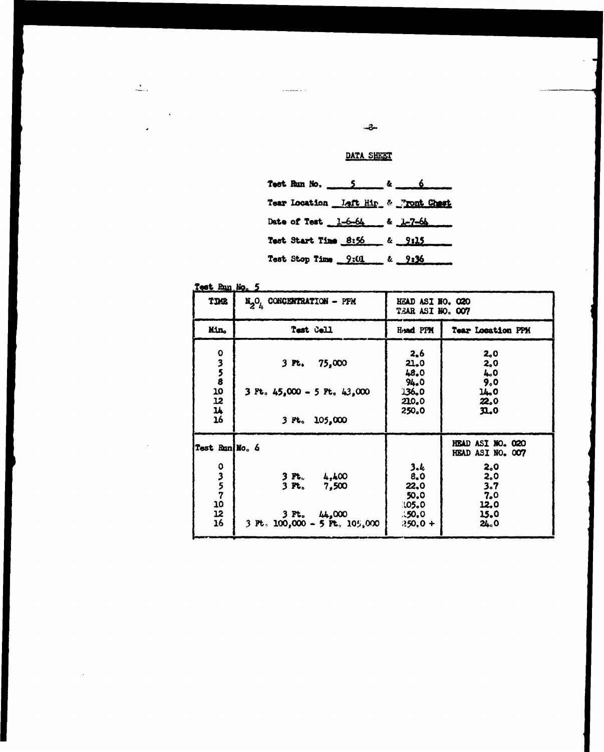## DATA SHEET

Test Run No. 5 & 6

Tear Location Left Hip & Front Chest

Date of Test 1-6-64 & 1-7-64

Test Start Time 8:56 & 9:15

Test Stop Time 9:01 & 9:36

Test Run No. 5

| TIME | $N_2O_4$ CONCENTRATION - PPM | HEAD ASI NO. 020 TEAR ASI NO. 007 | |
|---|---|---|---|
| Min. | Test Cell | Head PPM | Tear Location PPM |
| 0 | | 2.6 | 2.0 |
| 3 | 3 Ft. 75,000 | 21.0 | 2.0 |
| 5 | | 48.0 | 4.0 |
| 8 | | 94.0 | 9.0 |
| 10 | 3 Ft. 45,000 - 5 Ft. 43,000 | 136.0 | 14.0 |
| 12 | | 210.0 | 22.0 |
| 14 | | 250.0 | 31.0 |
| 16 | 3 Ft. 105,000 | | |
| Test Run No. 6 | | | HEAD ASI NO. 020 HEAD ASI NO. 007 |
| 0 | | 3.4 | 2.0 |
| 3 | 3 Ft. 4,400 | 8.0 | 2.0 |
| 5 | 3 Ft. 7,500 | 22.0 | 3.7 |
| 7 | | 50.0 | 7.0 |
| 10 | | 105.0 | 12.0 |
| 12 | 3 Ft. 44,000 | 150.0 | 15.0 |
| 16 | 3 Ft. 100,000 - 5 Ft. 105,000 | 250.0 + | 24.0 |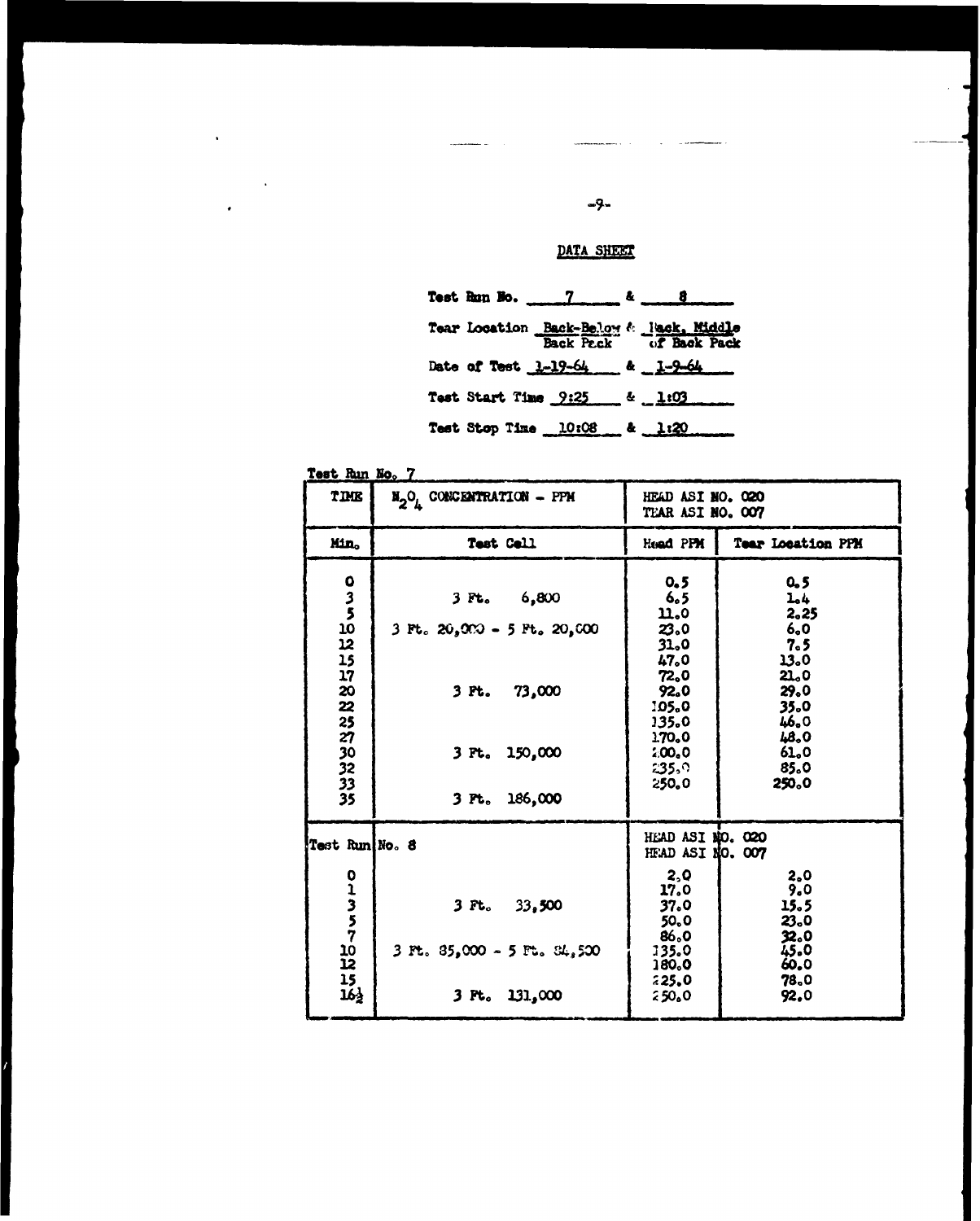## DATA SHEET

Test Run No. 7 & 8

Tear Location Back-Below Back Pack & Back, Middle of Back Pack

Date of Test 1-19-64 & 1-9-64

Test Start Time 9:25 & 1:03

Test Stop Time 10:08 & 1:20

Test Run No. 7

| TIME | $N_2O_4$ CONCENTRATION - PPM | HEAD ASI NO. 020 | TEAR ASI NO. 007 |
|---|---|---|---|
| Min. | Test Cell | Head PPM | Tear Location PPM |
| 0 | | 0.5 | 0.5 |
| 3 | 3 Ft. 6,800 | 6.5 | 1.4 |
| 5 | | 11.0 | 2.25 |
| 10 | 3 Ft. 20,000 - 5 Ft. 20,000 | 23.0 | 6.0 |
| 12 | | 31.0 | 7.5 |
| 15 | | 47.0 | 13.0 |
| 17 | | 72.0 | 21.0 |
| 20 | 3 Ft. 73,000 | 92.0 | 29.0 |
| 22 | | 105.0 | 35.0 |
| 25 | | 135.0 | 46.0 |
| 27 | | 170.0 | 48.0 |
| 30 | 3 Ft. 150,000 | 200.0 | 61.0 |
| 32 | | 235.0 | 85.0 |
| 33 | | 250.0 | 250.0 |
| 35 | 3 Ft. 186,000 | | |

| Test Run No. 8 | | HEAD ASI NO. 020 | HEAD ASI NO. 007 |
|---|---|---|---|
| 0 | | 2.0 | 2.0 |
| 1 | | 17.0 | 9.0 |
| 3 | 3 Ft. 33,500 | 37.0 | 15.5 |
| 5 | | 50.0 | 23.0 |
| 7 | | 86.0 | 32.0 |
| 10 | 3 Ft. 85,000 - 5 Ft. 84,500 | 135.0 | 45.0 |
| 12 | | 180.0 | 60.0 |
| 15 | | 225.0 | 78.0 |
| 16½ | 3 Ft. 131,000 | 250.0 | 92.0 |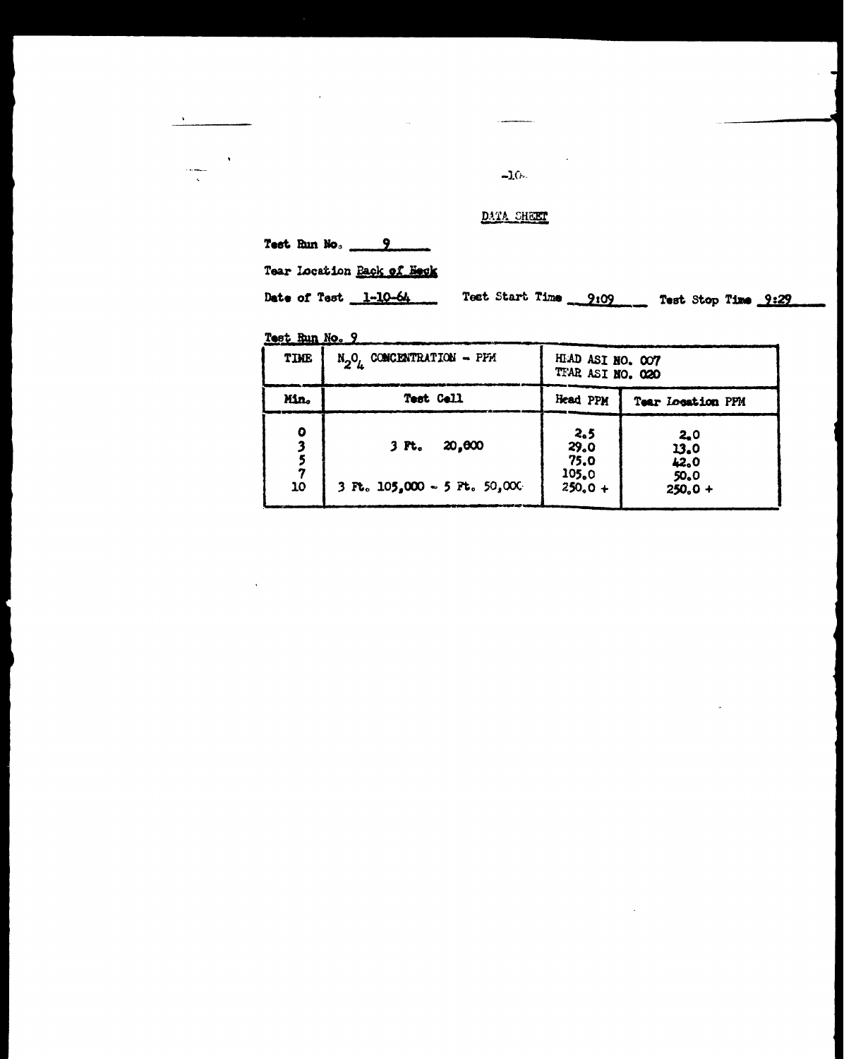## DATA SHEET

Test Run No. 9

Tear Location Back of Neck

Date of Test 1-10-64 Test Start Time 9:09 Test Stop Time 9:29

Test Run No. 9

| TIME | $N_2O_4$ CONCENTRATION - PPM | HEAD ASI NO. 007 TEAR ASI NO. 020 | |
|---|---|---|---|
| Min. | Test Cell | Head PPM | Tear Location PPM |
| 0 | | 2.5 | 2.0 |
| 3 | 3 Ft. 20,600 | 29.0 | 13.0 |
| 5 | | 75.0 | 42.0 |
| 7 | | 105.0 | 50.0 |
| 10 | 3 Ft. 105,000 - 5 Ft. 50,000 | 250.0 + | 250.0 + |